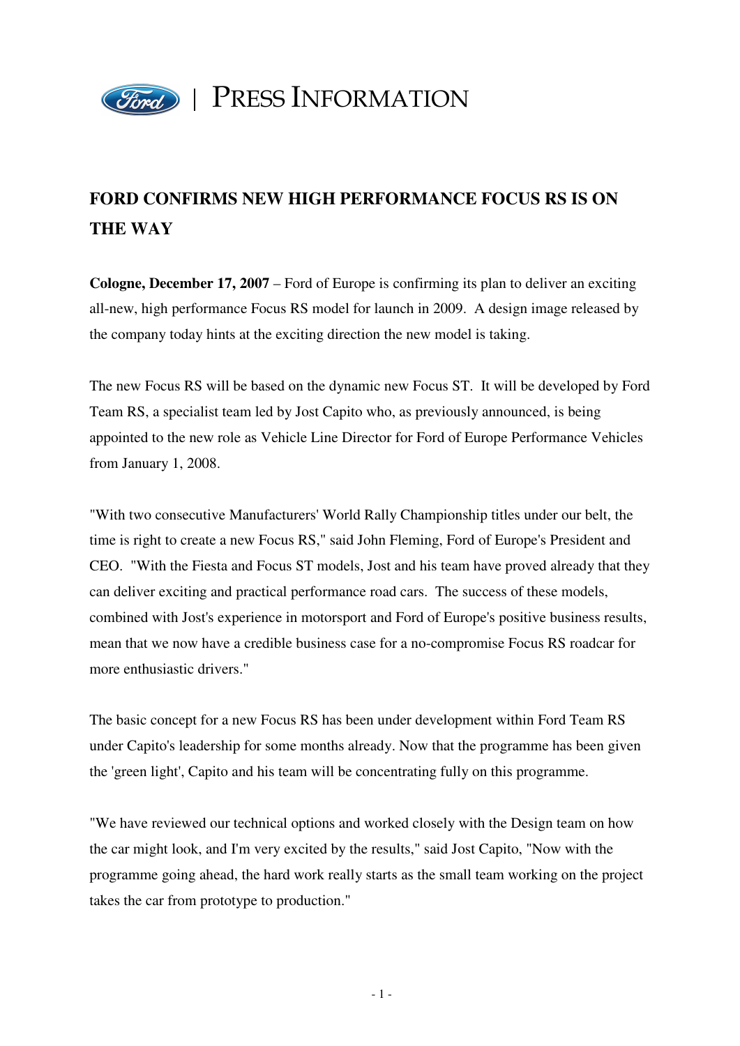# PRESS INFORMATION

## FORD CONFIRMS NEW HIGH PERFORMANCE FOCUS RS IS ON THE WAY

**Cologne, December 17, 2007** – Ford of Europe is confirming its plan to deliver an exciting all-new, high performance Focus RS model for launch in 2009. A design image released by the company today hints at the exciting direction the new model is taking.

The new Focus RS will be based on the dynamic new Focus ST. It will be developed by Ford Team RS, a specialist team led by Jost Capito who, as previously announced, is being appointed to the new role as Vehicle Line Director for Ford of Europe Performance Vehicles from January 1, 2008.

"With two consecutive Manufacturers' World Rally Championship titles under our belt, the time is right to create a new Focus RS," said John Fleming, Ford of Europe's President and CEO. "With the Fiesta and Focus ST models, Jost and his team have proved already that they can deliver exciting and practical performance road cars. The success of these models, combined with Jost's experience in motorsport and Ford of Europe's positive business results, mean that we now have a credible business case for a no-compromise Focus RS roadcar for more enthusiastic drivers."

The basic concept for a new Focus RS has been under development within Ford Team RS under Capito's leadership for some months already. Now that the programme has been given the 'green light', Capito and his team will be concentrating fully on this programme.

"We have reviewed our technical options and worked closely with the Design team on how the car might look, and I'm very excited by the results," said Jost Capito, "Now with the programme going ahead, the hard work really starts as the small team working on the project takes the car from prototype to production."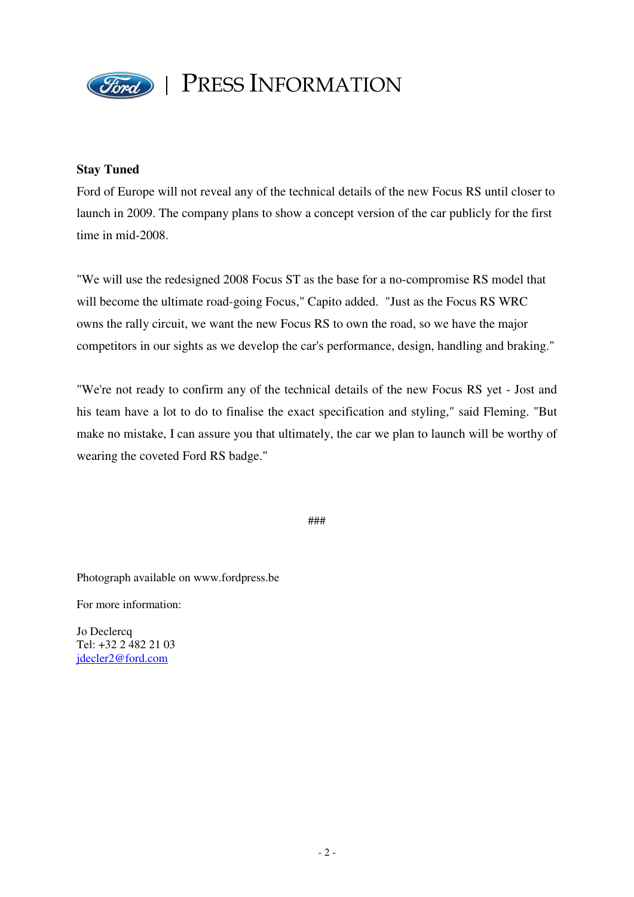**Stay Tuned**

Ford of Europe will not reveal any of the technical details of the new Focus RS until closer to launch in 2009. The company plans to show a concept version of the car publicly for the first time in mid-2008.

"We will use the redesigned 2008 Focus ST as the base for a no-compromise RS model that will become the ultimate road-going Focus," Capito added. "Just as the Focus RS WRC owns the rally circuit, we want the new Focus RS to own the road, so we have the major competitors in our sights as we develop the car's performance, design, handling and braking."

"We're not ready to confirm any of the technical details of the new Focus RS yet - Jost and his team have a lot to do to finalise the exact specification and styling," said Fleming. "But make no mistake, I can assure you that ultimately, the car we plan to launch will be worthy of wearing the coveted Ford RS badge."

###

Photograph available on www.fordpress.be

For more information:

Jo Declercq
Tel: +32 2 482 21 03
jdecler2@ford.com